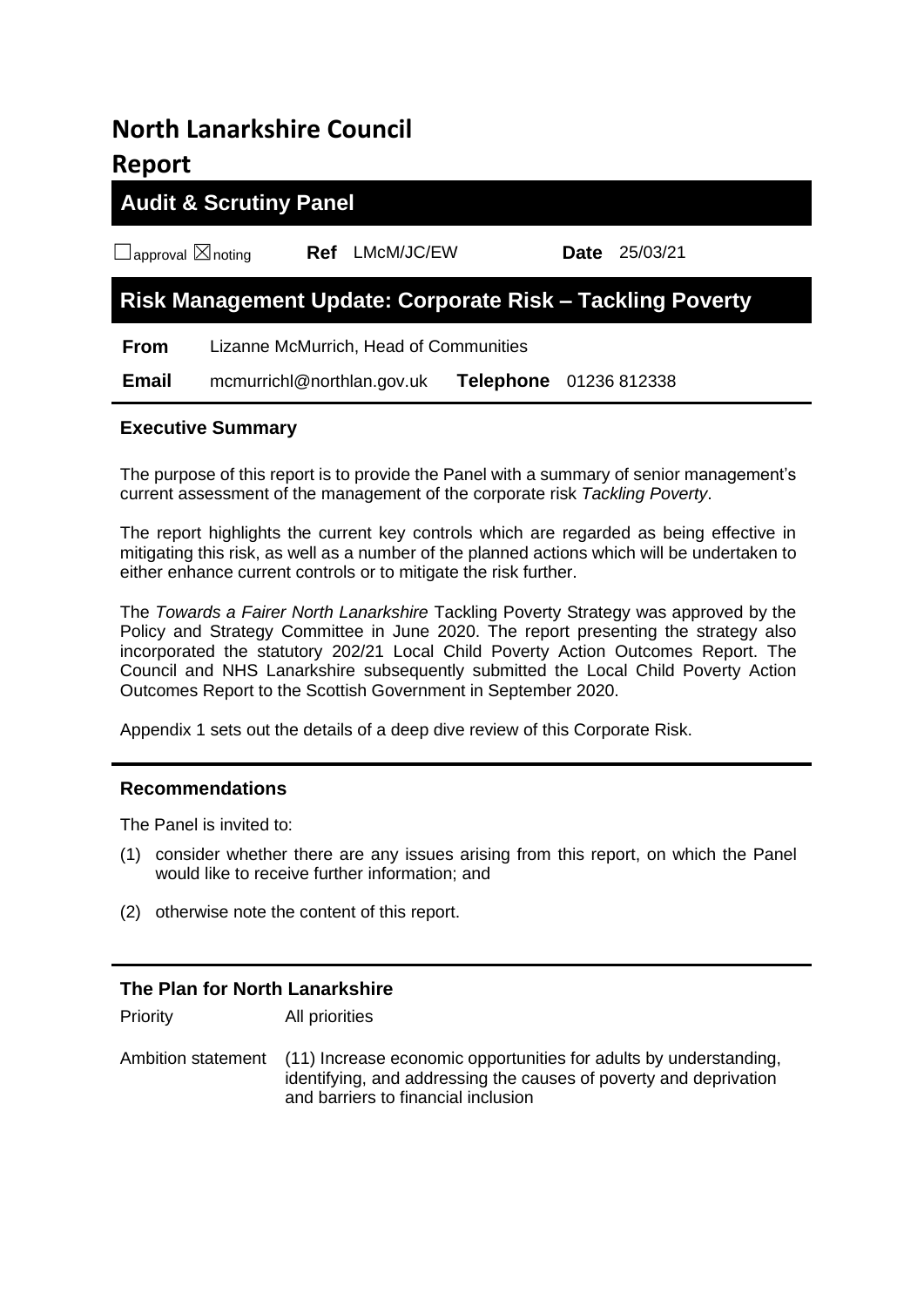# North Lanarkshire Council

# Report

## Audit & Scrutiny Panel

☐approval ☒noting **Ref** LMcM/JC/EW **Date** 25/03/21

## Risk Management Update: Corporate Risk – Tackling Poverty

| | |
|---|---|
| **From** | Lizanne McMurrich, Head of Communities |
| **Email** | mcmurrichl@northlan.gov.uk **Telephone** 01236 812338 |

### Executive Summary

The purpose of this report is to provide the Panel with a summary of senior management's current assessment of the management of the corporate risk *Tackling Poverty*.

The report highlights the current key controls which are regarded as being effective in mitigating this risk, as well as a number of the planned actions which will be undertaken to either enhance current controls or to mitigate the risk further.

The *Towards a Fairer North Lanarkshire* Tackling Poverty Strategy was approved by the Policy and Strategy Committee in June 2020. The report presenting the strategy also incorporated the statutory 202/21 Local Child Poverty Action Outcomes Report. The Council and NHS Lanarkshire subsequently submitted the Local Child Poverty Action Outcomes Report to the Scottish Government in September 2020.

Appendix 1 sets out the details of a deep dive review of this Corporate Risk.

### Recommendations

The Panel is invited to:

(1) consider whether there are any issues arising from this report, on which the Panel would like to receive further information; and

(2) otherwise note the content of this report.

### The Plan for North Lanarkshire

| | |
|---|---|
| Priority | All priorities |
| Ambition statement | (11) Increase economic opportunities for adults by understanding, identifying, and addressing the causes of poverty and deprivation and barriers to financial inclusion |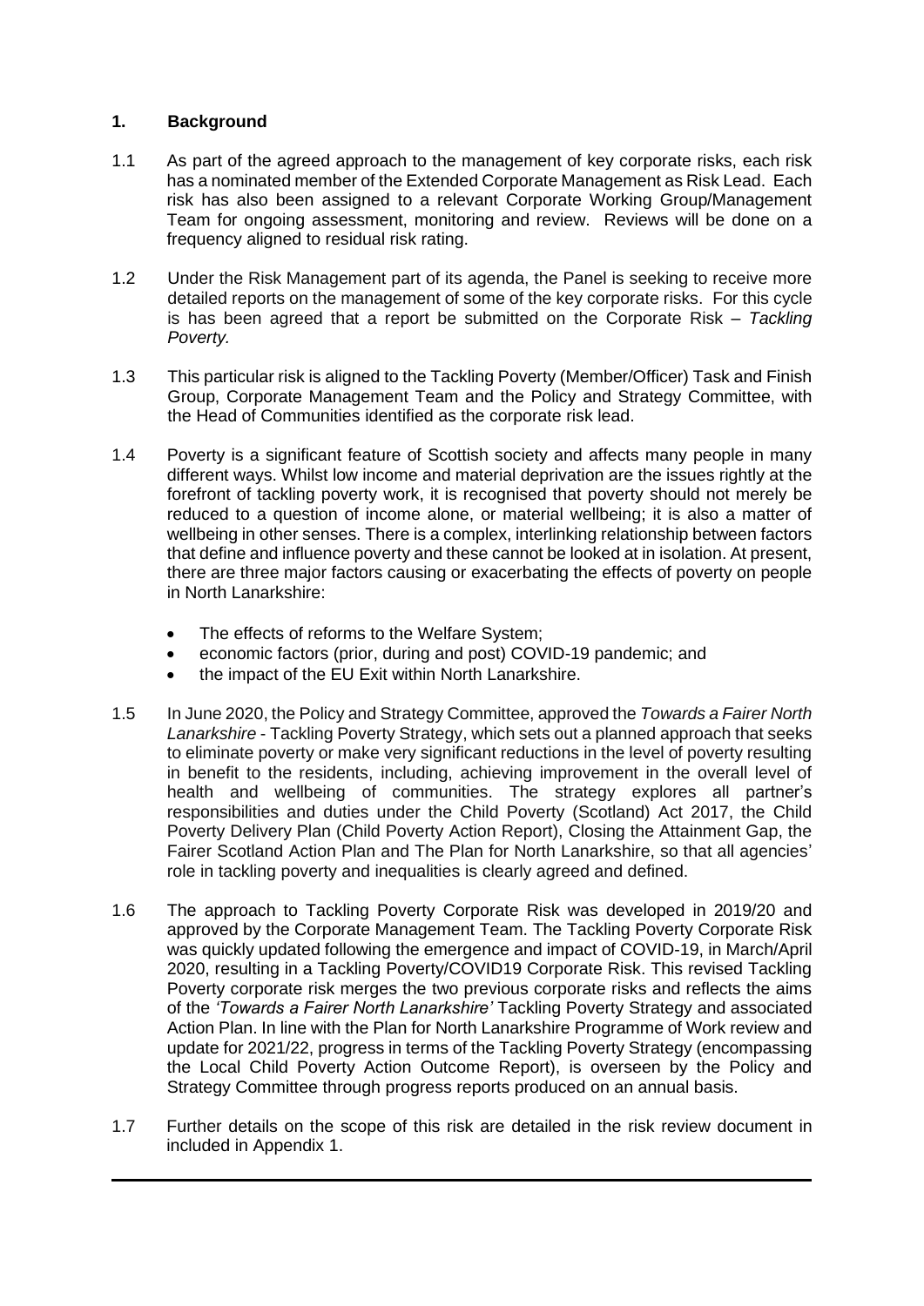## 1. Background

1.1 As part of the agreed approach to the management of key corporate risks, each risk has a nominated member of the Extended Corporate Management as Risk Lead. Each risk has also been assigned to a relevant Corporate Working Group/Management Team for ongoing assessment, monitoring and review. Reviews will be done on a frequency aligned to residual risk rating.

1.2 Under the Risk Management part of its agenda, the Panel is seeking to receive more detailed reports on the management of some of the key corporate risks. For this cycle is has been agreed that a report be submitted on the Corporate Risk – *Tackling Poverty.*

1.3 This particular risk is aligned to the Tackling Poverty (Member/Officer) Task and Finish Group, Corporate Management Team and the Policy and Strategy Committee, with the Head of Communities identified as the corporate risk lead.

1.4 Poverty is a significant feature of Scottish society and affects many people in many different ways. Whilst low income and material deprivation are the issues rightly at the forefront of tackling poverty work, it is recognised that poverty should not merely be reduced to a question of income alone, or material wellbeing; it is also a matter of wellbeing in other senses. There is a complex, interlinking relationship between factors that define and influence poverty and these cannot be looked at in isolation. At present, there are three major factors causing or exacerbating the effects of poverty on people in North Lanarkshire:

- The effects of reforms to the Welfare System;
- economic factors (prior, during and post) COVID-19 pandemic; and
- the impact of the EU Exit within North Lanarkshire.

1.5 In June 2020, the Policy and Strategy Committee, approved the *Towards a Fairer North Lanarkshire* - Tackling Poverty Strategy, which sets out a planned approach that seeks to eliminate poverty or make very significant reductions in the level of poverty resulting in benefit to the residents, including, achieving improvement in the overall level of health and wellbeing of communities. The strategy explores all partner's responsibilities and duties under the Child Poverty (Scotland) Act 2017, the Child Poverty Delivery Plan (Child Poverty Action Report), Closing the Attainment Gap, the Fairer Scotland Action Plan and The Plan for North Lanarkshire, so that all agencies' role in tackling poverty and inequalities is clearly agreed and defined.

1.6 The approach to Tackling Poverty Corporate Risk was developed in 2019/20 and approved by the Corporate Management Team. The Tackling Poverty Corporate Risk was quickly updated following the emergence and impact of COVID-19, in March/April 2020, resulting in a Tackling Poverty/COVID19 Corporate Risk. This revised Tackling Poverty corporate risk merges the two previous corporate risks and reflects the aims of the *'Towards a Fairer North Lanarkshire'* Tackling Poverty Strategy and associated Action Plan. In line with the Plan for North Lanarkshire Programme of Work review and update for 2021/22, progress in terms of the Tackling Poverty Strategy (encompassing the Local Child Poverty Action Outcome Report), is overseen by the Policy and Strategy Committee through progress reports produced on an annual basis.

1.7 Further details on the scope of this risk are detailed in the risk review document in included in Appendix 1.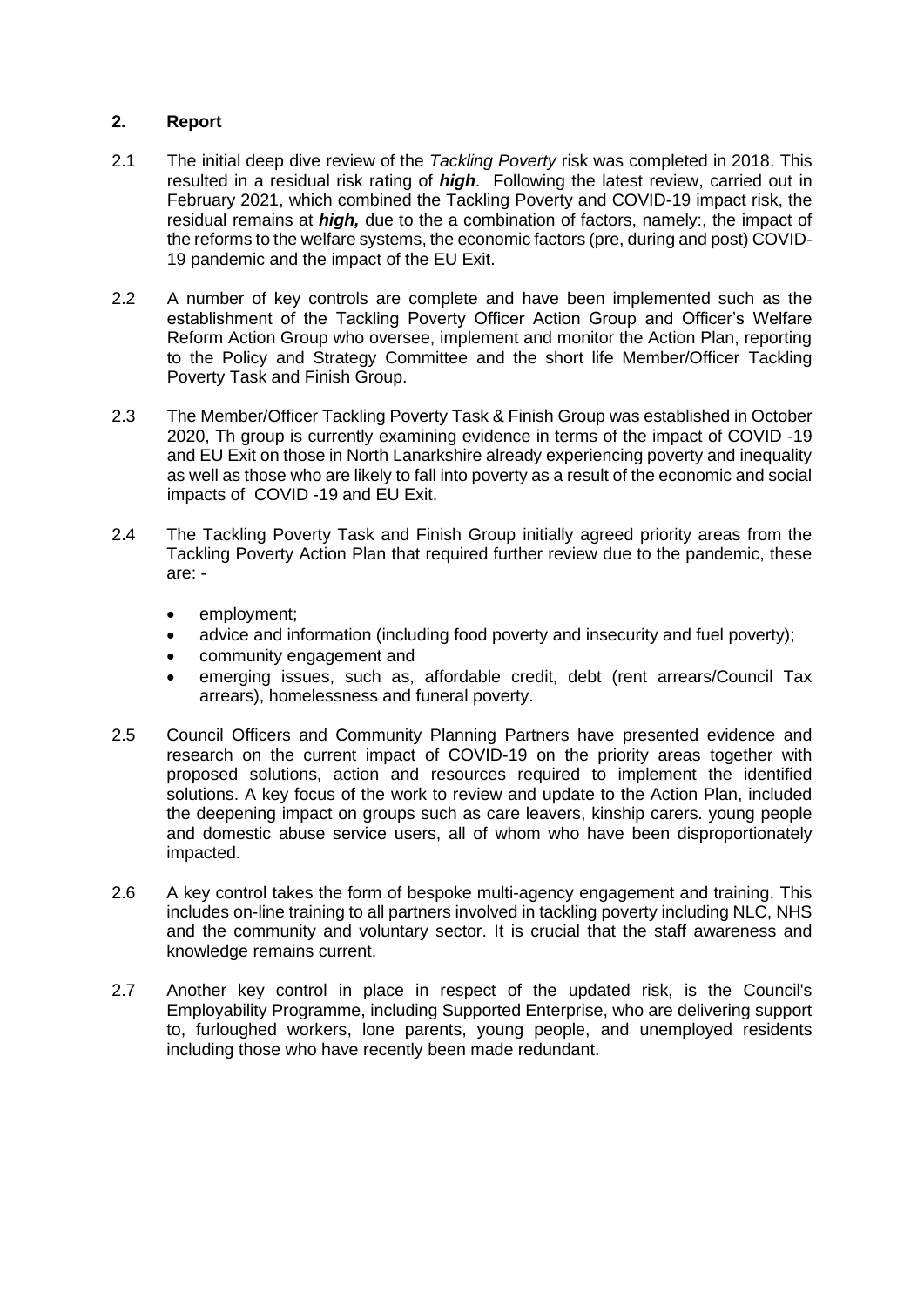## 2. Report

2.1 The initial deep dive review of the *Tackling Poverty* risk was completed in 2018. This resulted in a residual risk rating of ***high***. Following the latest review, carried out in February 2021, which combined the Tackling Poverty and COVID-19 impact risk, the residual remains at ***high,*** due to the a combination of factors, namely:, the impact of the reforms to the welfare systems, the economic factors (pre, during and post) COVID-19 pandemic and the impact of the EU Exit.

2.2 A number of key controls are complete and have been implemented such as the establishment of the Tackling Poverty Officer Action Group and Officer's Welfare Reform Action Group who oversee, implement and monitor the Action Plan, reporting to the Policy and Strategy Committee and the short life Member/Officer Tackling Poverty Task and Finish Group.

2.3 The Member/Officer Tackling Poverty Task & Finish Group was established in October 2020, Th group is currently examining evidence in terms of the impact of COVID -19 and EU Exit on those in North Lanarkshire already experiencing poverty and inequality as well as those who are likely to fall into poverty as a result of the economic and social impacts of COVID -19 and EU Exit.

2.4 The Tackling Poverty Task and Finish Group initially agreed priority areas from the Tackling Poverty Action Plan that required further review due to the pandemic, these are: -

- employment;
- advice and information (including food poverty and insecurity and fuel poverty);
- community engagement and
- emerging issues, such as, affordable credit, debt (rent arrears/Council Tax arrears), homelessness and funeral poverty.

2.5 Council Officers and Community Planning Partners have presented evidence and research on the current impact of COVID-19 on the priority areas together with proposed solutions, action and resources required to implement the identified solutions. A key focus of the work to review and update to the Action Plan, included the deepening impact on groups such as care leavers, kinship carers. young people and domestic abuse service users, all of whom who have been disproportionately impacted.

2.6 A key control takes the form of bespoke multi-agency engagement and training. This includes on-line training to all partners involved in tackling poverty including NLC, NHS and the community and voluntary sector. It is crucial that the staff awareness and knowledge remains current.

2.7 Another key control in place in respect of the updated risk, is the Council's Employability Programme, including Supported Enterprise, who are delivering support to, furloughed workers, lone parents, young people, and unemployed residents including those who have recently been made redundant.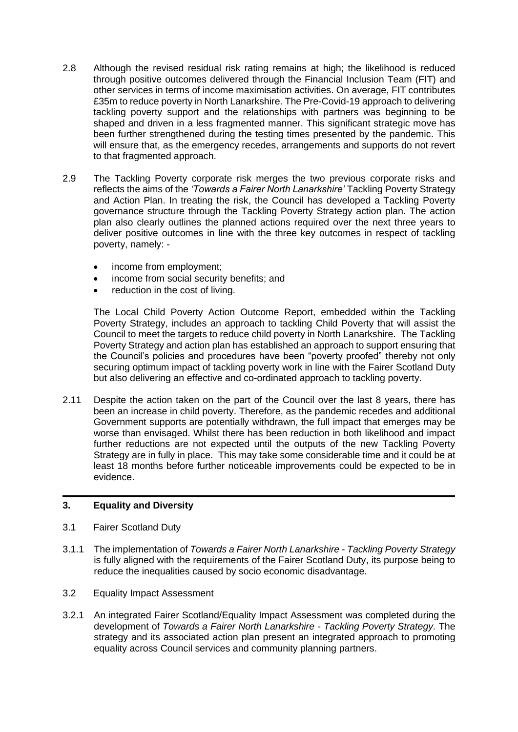2.8 Although the revised residual risk rating remains at high; the likelihood is reduced through positive outcomes delivered through the Financial Inclusion Team (FIT) and other services in terms of income maximisation activities. On average, FIT contributes £35m to reduce poverty in North Lanarkshire. The Pre-Covid-19 approach to delivering tackling poverty support and the relationships with partners was beginning to be shaped and driven in a less fragmented manner. This significant strategic move has been further strengthened during the testing times presented by the pandemic. This will ensure that, as the emergency recedes, arrangements and supports do not revert to that fragmented approach.

2.9 The Tackling Poverty corporate risk merges the two previous corporate risks and reflects the aims of the *'Towards a Fairer North Lanarkshire'* Tackling Poverty Strategy and Action Plan. In treating the risk, the Council has developed a Tackling Poverty governance structure through the Tackling Poverty Strategy action plan. The action plan also clearly outlines the planned actions required over the next three years to deliver positive outcomes in line with the three key outcomes in respect of tackling poverty, namely: -

- income from employment;
- income from social security benefits; and
- reduction in the cost of living.

The Local Child Poverty Action Outcome Report, embedded within the Tackling Poverty Strategy, includes an approach to tackling Child Poverty that will assist the Council to meet the targets to reduce child poverty in North Lanarkshire. The Tackling Poverty Strategy and action plan has established an approach to support ensuring that the Council's policies and procedures have been "poverty proofed" thereby not only securing optimum impact of tackling poverty work in line with the Fairer Scotland Duty but also delivering an effective and co-ordinated approach to tackling poverty.

2.11 Despite the action taken on the part of the Council over the last 8 years, there has been an increase in child poverty. Therefore, as the pandemic recedes and additional Government supports are potentially withdrawn, the full impact that emerges may be worse than envisaged. Whilst there has been reduction in both likelihood and impact further reductions are not expected until the outputs of the new Tackling Poverty Strategy are in fully in place. This may take some considerable time and it could be at least 18 months before further noticeable improvements could be expected to be in evidence.

---

## 3. Equality and Diversity

3.1 Fairer Scotland Duty

3.1.1 The implementation of *Towards a Fairer North Lanarkshire - Tackling Poverty Strategy* is fully aligned with the requirements of the Fairer Scotland Duty, its purpose being to reduce the inequalities caused by socio economic disadvantage.

3.2 Equality Impact Assessment

3.2.1 An integrated Fairer Scotland/Equality Impact Assessment was completed during the development of *Towards a Fairer North Lanarkshire - Tackling Poverty Strategy.* The strategy and its associated action plan present an integrated approach to promoting equality across Council services and community planning partners.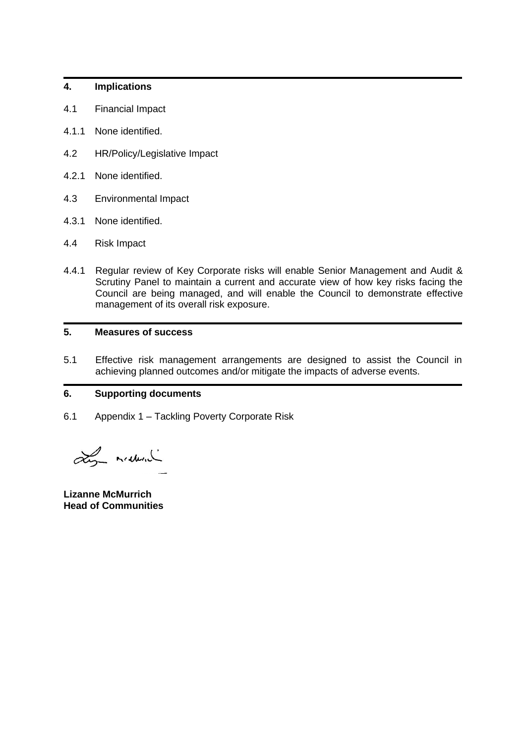## 4. Implications

4.1 Financial Impact

4.1.1 None identified.

4.2 HR/Policy/Legislative Impact

4.2.1 None identified.

4.3 Environmental Impact

4.3.1 None identified.

4.4 Risk Impact

4.4.1 Regular review of Key Corporate risks will enable Senior Management and Audit & Scrutiny Panel to maintain a current and accurate view of how key risks facing the Council are being managed, and will enable the Council to demonstrate effective management of its overall risk exposure.

## 5. Measures of success

5.1 Effective risk management arrangements are designed to assist the Council in achieving planned outcomes and/or mitigate the impacts of adverse events.

## 6. Supporting documents

6.1 Appendix 1 – Tackling Poverty Corporate Risk

**Lizanne McMurrich**
**Head of Communities**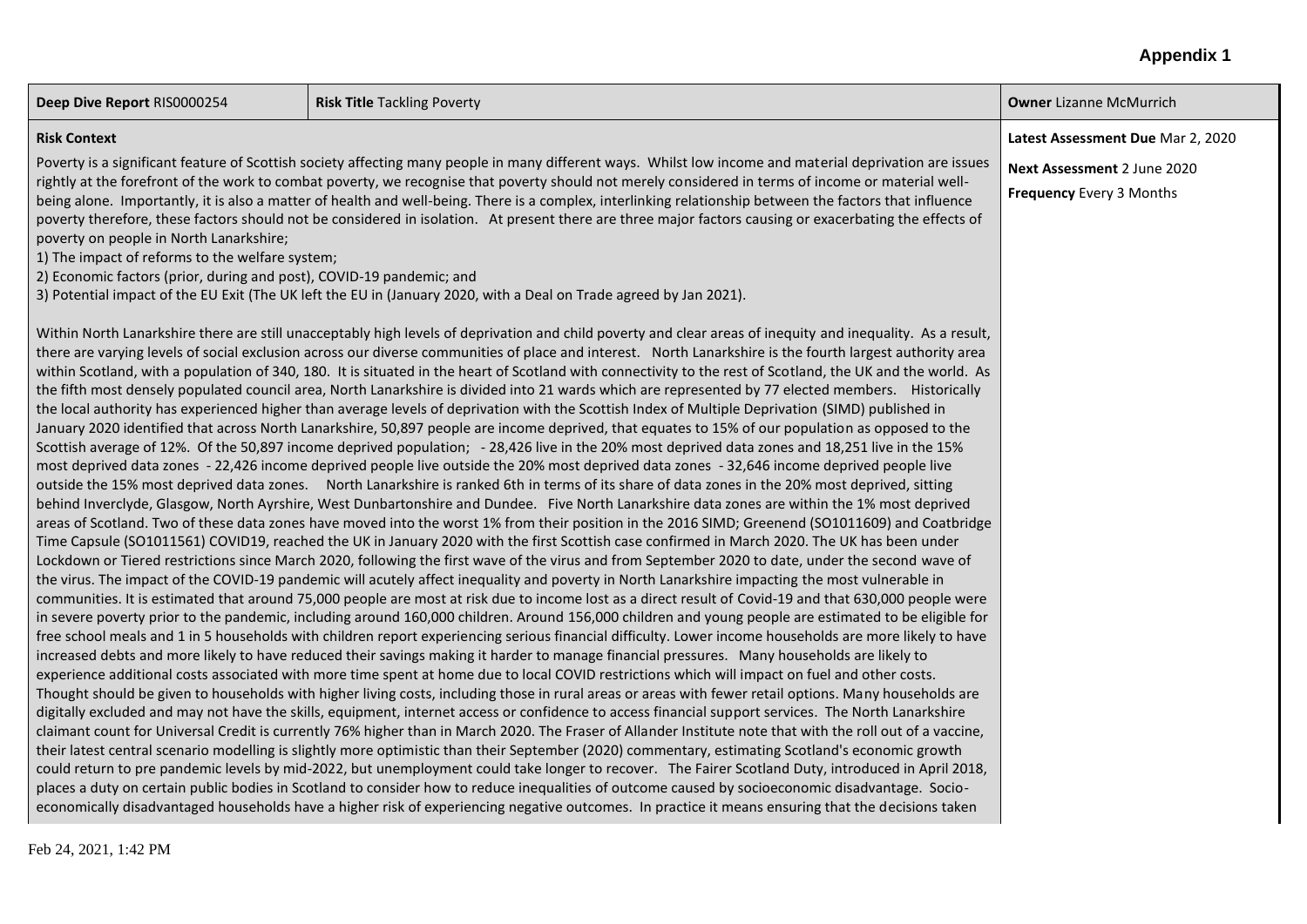# Appendix 1

| Deep Dive Report RIS0000254 | Risk Title Tackling Poverty | Owner Lizanne McMurrich |
| --- | --- | --- |

**Risk Context**

Poverty is a significant feature of Scottish society affecting many people in many different ways. Whilst low income and material deprivation are issues rightly at the forefront of the work to combat poverty, we recognise that poverty should not merely considered in terms of income or material well-being alone. Importantly, it is also a matter of health and well-being. There is a complex, interlinking relationship between the factors that influence poverty therefore, these factors should not be considered in isolation. At present there are three major factors causing or exacerbating the effects of poverty on people in North Lanarkshire;

1) The impact of reforms to the welfare system;
2) Economic factors (prior, during and post), COVID-19 pandemic; and
3) Potential impact of the EU Exit (The UK left the EU in (January 2020, with a Deal on Trade agreed by Jan 2021).

Within North Lanarkshire there are still unacceptably high levels of deprivation and child poverty and clear areas of inequity and inequality. As a result, there are varying levels of social exclusion across our diverse communities of place and interest. North Lanarkshire is the fourth largest authority area within Scotland, with a population of 340, 180. It is situated in the heart of Scotland with connectivity to the rest of Scotland, the UK and the world. As the fifth most densely populated council area, North Lanarkshire is divided into 21 wards which are represented by 77 elected members. Historically the local authority has experienced higher than average levels of deprivation with the Scottish Index of Multiple Deprivation (SIMD) published in January 2020 identified that across North Lanarkshire, 50,897 people are income deprived, that equates to 15% of our population as opposed to the Scottish average of 12%. Of the 50,897 income deprived population; - 28,426 live in the 20% most deprived data zones and 18,251 live in the 15% most deprived data zones - 22,426 income deprived people live outside the 20% most deprived data zones - 32,646 income deprived people live outside the 15% most deprived data zones. North Lanarkshire is ranked 6th in terms of its share of data zones in the 20% most deprived, sitting behind Inverclyde, Glasgow, North Ayrshire, West Dunbartonshire and Dundee. Five North Lanarkshire data zones are within the 1% most deprived areas of Scotland. Two of these data zones have moved into the worst 1% from their position in the 2016 SIMD; Greenend (SO1011609) and Coatbridge Time Capsule (SO1011561) COVID19, reached the UK in January 2020 with the first Scottish case confirmed in March 2020. The UK has been under Lockdown or Tiered restrictions since March 2020, following the first wave of the virus and from September 2020 to date, under the second wave of the virus. The impact of the COVID-19 pandemic will acutely affect inequality and poverty in North Lanarkshire impacting the most vulnerable in communities. It is estimated that around 75,000 people are most at risk due to income lost as a direct result of Covid-19 and that 630,000 people were in severe poverty prior to the pandemic, including around 160,000 children. Around 156,000 children and young people are estimated to be eligible for free school meals and 1 in 5 households with children report experiencing serious financial difficulty. Lower income households are more likely to have increased debts and more likely to have reduced their savings making it harder to manage financial pressures. Many households are likely to experience additional costs associated with more time spent at home due to local COVID restrictions which will impact on fuel and other costs. Thought should be given to households with higher living costs, including those in rural areas or areas with fewer retail options. Many households are digitally excluded and may not have the skills, equipment, internet access or confidence to access financial support services. The North Lanarkshire claimant count for Universal Credit is currently 76% higher than in March 2020. The Fraser of Allander Institute note that with the roll out of a vaccine, their latest central scenario modelling is slightly more optimistic than their September (2020) commentary, estimating Scotland's economic growth could return to pre pandemic levels by mid-2022, but unemployment could take longer to recover. The Fairer Scotland Duty, introduced in April 2018, places a duty on certain public bodies in Scotland to consider how to reduce inequalities of outcome caused by socioeconomic disadvantage. Socio-economically disadvantaged households have a higher risk of experiencing negative outcomes. In practice it means ensuring that the decisions taken

**Latest Assessment Due** Mar 2, 2020

**Next Assessment** 2 June 2020

**Frequency** Every 3 Months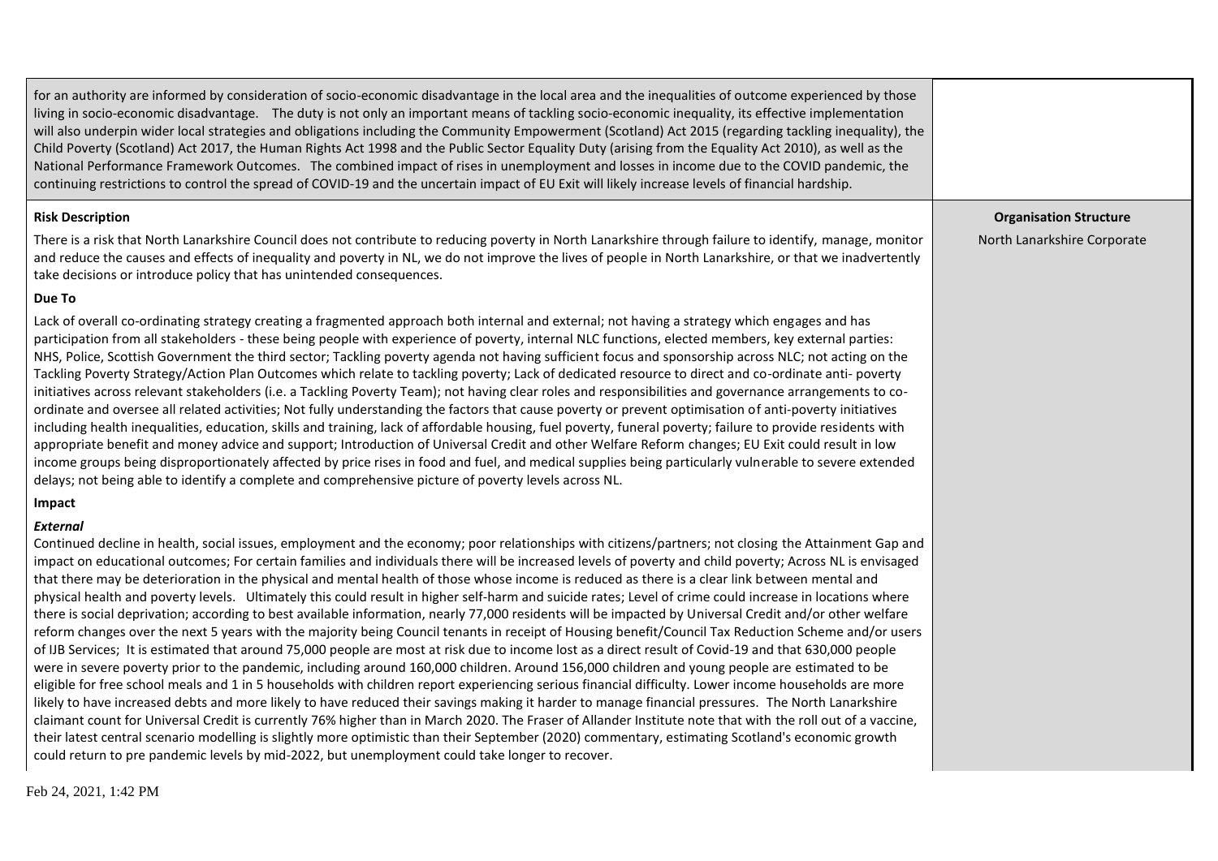for an authority are informed by consideration of socio-economic disadvantage in the local area and the inequalities of outcome experienced by those living in socio-economic disadvantage. The duty is not only an important means of tackling socio-economic inequality, its effective implementation will also underpin wider local strategies and obligations including the Community Empowerment (Scotland) Act 2015 (regarding tackling inequality), the Child Poverty (Scotland) Act 2017, the Human Rights Act 1998 and the Public Sector Equality Duty (arising from the Equality Act 2010), as well as the National Performance Framework Outcomes. The combined impact of rises in unemployment and losses in income due to the COVID pandemic, the continuing restrictions to control the spread of COVID-19 and the uncertain impact of EU Exit will likely increase levels of financial hardship.

**Organisation Structure**

North Lanarkshire Corporate

**Risk Description**

There is a risk that North Lanarkshire Council does not contribute to reducing poverty in North Lanarkshire through failure to identify, manage, monitor and reduce the causes and effects of inequality and poverty in NL, we do not improve the lives of people in North Lanarkshire, or that we inadvertently take decisions or introduce policy that has unintended consequences.

**Due To**

Lack of overall co-ordinating strategy creating a fragmented approach both internal and external; not having a strategy which engages and has participation from all stakeholders - these being people with experience of poverty, internal NLC functions, elected members, key external parties: NHS, Police, Scottish Government the third sector; Tackling poverty agenda not having sufficient focus and sponsorship across NLC; not acting on the Tackling Poverty Strategy/Action Plan Outcomes which relate to tackling poverty; Lack of dedicated resource to direct and co-ordinate anti- poverty initiatives across relevant stakeholders (i.e. a Tackling Poverty Team); not having clear roles and responsibilities and governance arrangements to co-ordinate and oversee all related activities; Not fully understanding the factors that cause poverty or prevent optimisation of anti-poverty initiatives including health inequalities, education, skills and training, lack of affordable housing, fuel poverty, funeral poverty; failure to provide residents with appropriate benefit and money advice and support; Introduction of Universal Credit and other Welfare Reform changes; EU Exit could result in low income groups being disproportionately affected by price rises in food and fuel, and medical supplies being particularly vulnerable to severe extended delays; not being able to identify a complete and comprehensive picture of poverty levels across NL.

**Impact**

***External***

Continued decline in health, social issues, employment and the economy; poor relationships with citizens/partners; not closing the Attainment Gap and impact on educational outcomes; For certain families and individuals there will be increased levels of poverty and child poverty; Across NL is envisaged that there may be deterioration in the physical and mental health of those whose income is reduced as there is a clear link between mental and physical health and poverty levels. Ultimately this could result in higher self-harm and suicide rates; Level of crime could increase in locations where there is social deprivation; according to best available information, nearly 77,000 residents will be impacted by Universal Credit and/or other welfare reform changes over the next 5 years with the majority being Council tenants in receipt of Housing benefit/Council Tax Reduction Scheme and/or users of IJB Services; It is estimated that around 75,000 people are most at risk due to income lost as a direct result of Covid-19 and that 630,000 people were in severe poverty prior to the pandemic, including around 160,000 children. Around 156,000 children and young people are estimated to be eligible for free school meals and 1 in 5 households with children report experiencing serious financial difficulty. Lower income households are more likely to have increased debts and more likely to have reduced their savings making it harder to manage financial pressures. The North Lanarkshire claimant count for Universal Credit is currently 76% higher than in March 2020. The Fraser of Allander Institute note that with the roll out of a vaccine, their latest central scenario modelling is slightly more optimistic than their September (2020) commentary, estimating Scotland's economic growth could return to pre pandemic levels by mid-2022, but unemployment could take longer to recover.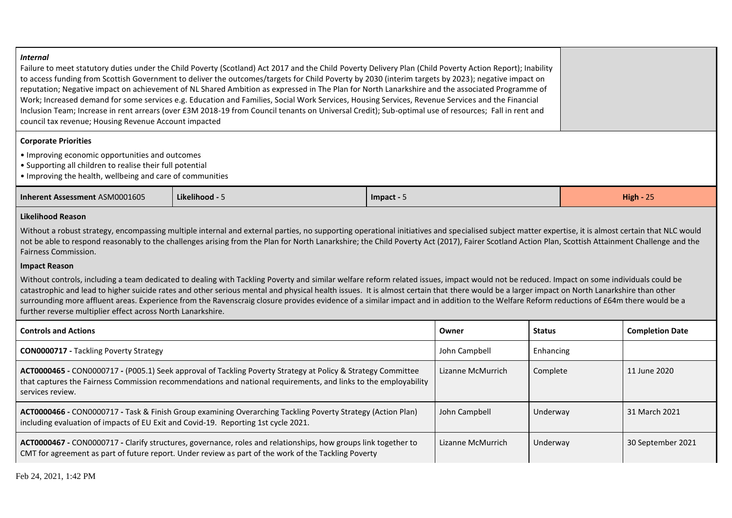***Internal***

Failure to meet statutory duties under the Child Poverty (Scotland) Act 2017 and the Child Poverty Delivery Plan (Child Poverty Action Report); Inability to access funding from Scottish Government to deliver the outcomes/targets for Child Poverty by 2030 (interim targets by 2023); negative impact on reputation; Negative impact on achievement of NL Shared Ambition as expressed in The Plan for North Lanarkshire and the associated Programme of Work; Increased demand for some services e.g. Education and Families, Social Work Services, Housing Services, Revenue Services and the Financial Inclusion Team; Increase in rent arrears (over £3M 2018-19 from Council tenants on Universal Credit); Sub-optimal use of resources; Fall in rent and council tax revenue; Housing Revenue Account impacted

**Corporate Priorities**

- Improving economic opportunities and outcomes
- Supporting all children to realise their full potential
- Improving the health, wellbeing and care of communities

| **Inherent Assessment** ASM0001605 | **Likelihood -** 5 | **Impact -** 5 | **High -** 25 |
|---|---|---|---|

**Likelihood Reason**

Without a robust strategy, encompassing multiple internal and external parties, no supporting operational initiatives and specialised subject matter expertise, it is almost certain that NLC would not be able to respond reasonably to the challenges arising from the Plan for North Lanarkshire; the Child Poverty Act (2017), Fairer Scotland Action Plan, Scottish Attainment Challenge and the Fairness Commission.

**Impact Reason**

Without controls, including a team dedicated to dealing with Tackling Poverty and similar welfare reform related issues, impact would not be reduced. Impact on some individuals could be catastrophic and lead to higher suicide rates and other serious mental and physical health issues. It is almost certain that there would be a larger impact on North Lanarkshire than other surrounding more affluent areas. Experience from the Ravenscraig closure provides evidence of a similar impact and in addition to the Welfare Reform reductions of £64m there would be a further reverse multiplier effect across North Lanarkshire.

| Controls and Actions | Owner | Status | Completion Date |
|---|---|---|---|
| **CON0000717 -** Tackling Poverty Strategy | John Campbell | Enhancing | |
| **ACT0000465 -** CON0000717 **-** (P005.1) Seek approval of Tackling Poverty Strategy at Policy & Strategy Committee that captures the Fairness Commission recommendations and national requirements, and links to the employability services review. | Lizanne McMurrich | Complete | 11 June 2020 |
| **ACT0000466 -** CON0000717 **-** Task & Finish Group examining Overarching Tackling Poverty Strategy (Action Plan) including evaluation of impacts of EU Exit and Covid-19. Reporting 1st cycle 2021. | John Campbell | Underway | 31 March 2021 |
| **ACT0000467 -** CON0000717 **-** Clarify structures, governance, roles and relationships, how groups link together to CMT for agreement as part of future report. Under review as part of the work of the Tackling Poverty | Lizanne McMurrich | Underway | 30 September 2021 |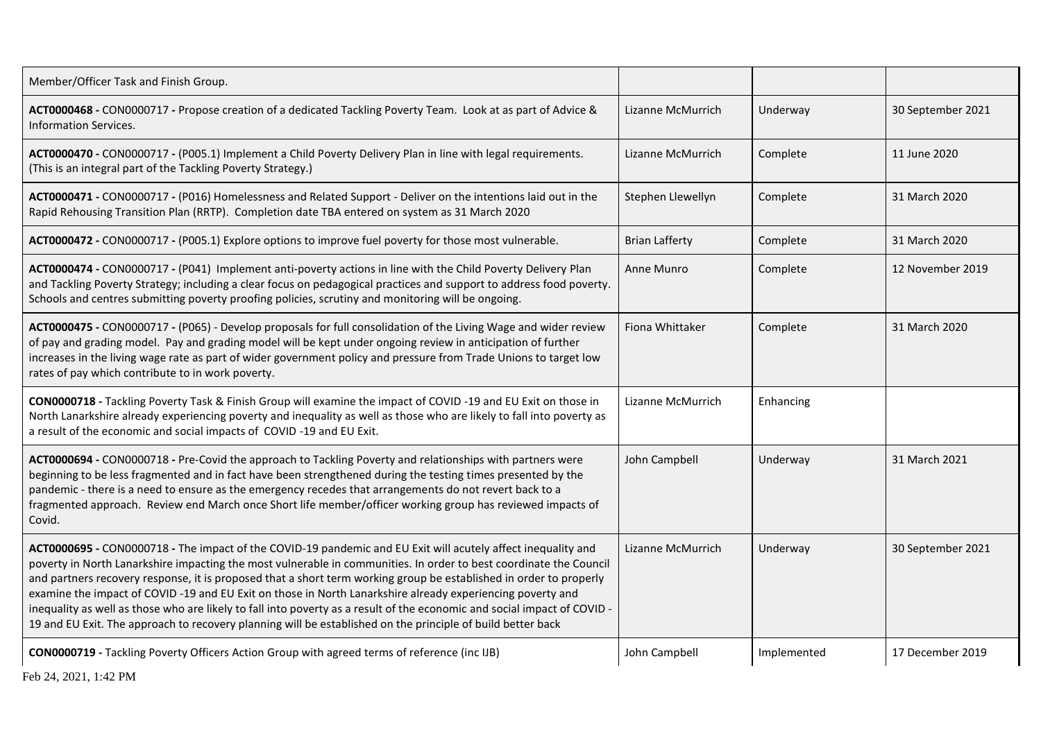| | | | |
|---|---|---|---|
| Member/Officer Task and Finish Group. | | | |
| **ACT0000468 -** CON0000717 **-** Propose creation of a dedicated Tackling Poverty Team. Look at as part of Advice & Information Services. | Lizanne McMurrich | Underway | 30 September 2021 |
| **ACT0000470 -** CON0000717 **-** (P005.1) Implement a Child Poverty Delivery Plan in line with legal requirements. (This is an integral part of the Tackling Poverty Strategy.) | Lizanne McMurrich | Complete | 11 June 2020 |
| **ACT0000471 -** CON0000717 **-** (P016) Homelessness and Related Support - Deliver on the intentions laid out in the Rapid Rehousing Transition Plan (RRTP). Completion date TBA entered on system as 31 March 2020 | Stephen Llewellyn | Complete | 31 March 2020 |
| **ACT0000472 -** CON0000717 **-** (P005.1) Explore options to improve fuel poverty for those most vulnerable. | Brian Lafferty | Complete | 31 March 2020 |
| **ACT0000474 -** CON0000717 **-** (P041) Implement anti-poverty actions in line with the Child Poverty Delivery Plan and Tackling Poverty Strategy; including a clear focus on pedagogical practices and support to address food poverty. Schools and centres submitting poverty proofing policies, scrutiny and monitoring will be ongoing. | Anne Munro | Complete | 12 November 2019 |
| **ACT0000475 -** CON0000717 **-** (P065) - Develop proposals for full consolidation of the Living Wage and wider review of pay and grading model. Pay and grading model will be kept under ongoing review in anticipation of further increases in the living wage rate as part of wider government policy and pressure from Trade Unions to target low rates of pay which contribute to in work poverty. | Fiona Whittaker | Complete | 31 March 2020 |
| **CON0000718 -** Tackling Poverty Task & Finish Group will examine the impact of COVID -19 and EU Exit on those in North Lanarkshire already experiencing poverty and inequality as well as those who are likely to fall into poverty as a result of the economic and social impacts of COVID -19 and EU Exit. | Lizanne McMurrich | Enhancing | |
| **ACT0000694 -** CON0000718 **-** Pre-Covid the approach to Tackling Poverty and relationships with partners were beginning to be less fragmented and in fact have been strengthened during the testing times presented by the pandemic - there is a need to ensure as the emergency recedes that arrangements do not revert back to a fragmented approach. Review end March once Short life member/officer working group has reviewed impacts of Covid. | John Campbell | Underway | 31 March 2021 |
| **ACT0000695 -** CON0000718 **-** The impact of the COVID-19 pandemic and EU Exit will acutely affect inequality and poverty in North Lanarkshire impacting the most vulnerable in communities. In order to best coordinate the Council and partners recovery response, it is proposed that a short term working group be established in order to properly examine the impact of COVID -19 and EU Exit on those in North Lanarkshire already experiencing poverty and inequality as well as those who are likely to fall into poverty as a result of the economic and social impact of COVID -19 and EU Exit. The approach to recovery planning will be established on the principle of build better back | Lizanne McMurrich | Underway | 30 September 2021 |
| **CON0000719 -** Tackling Poverty Officers Action Group with agreed terms of reference (inc IJB) | John Campbell | Implemented | 17 December 2019 |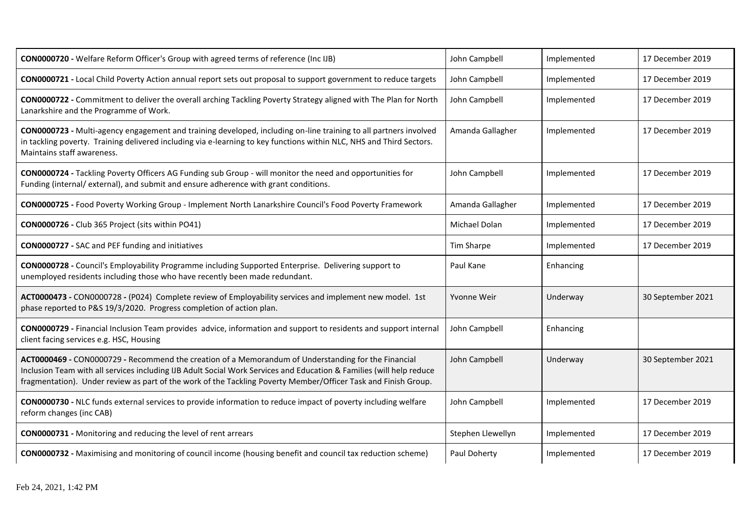| | | | |
|---|---|---|---|
| **CON0000720 -** Welfare Reform Officer's Group with agreed terms of reference (Inc IJB) | John Campbell | Implemented | 17 December 2019 |
| **CON0000721 -** Local Child Poverty Action annual report sets out proposal to support government to reduce targets | John Campbell | Implemented | 17 December 2019 |
| **CON0000722 -** Commitment to deliver the overall arching Tackling Poverty Strategy aligned with The Plan for North Lanarkshire and the Programme of Work. | John Campbell | Implemented | 17 December 2019 |
| **CON0000723 -** Multi-agency engagement and training developed, including on-line training to all partners involved in tackling poverty. Training delivered including via e-learning to key functions within NLC, NHS and Third Sectors. Maintains staff awareness. | Amanda Gallagher | Implemented | 17 December 2019 |
| **CON0000724 -** Tackling Poverty Officers AG Funding sub Group - will monitor the need and opportunities for Funding (internal/ external), and submit and ensure adherence with grant conditions. | John Campbell | Implemented | 17 December 2019 |
| **CON0000725 -** Food Poverty Working Group - Implement North Lanarkshire Council's Food Poverty Framework | Amanda Gallagher | Implemented | 17 December 2019 |
| **CON0000726 -** Club 365 Project (sits within PO41) | Michael Dolan | Implemented | 17 December 2019 |
| **CON0000727 -** SAC and PEF funding and initiatives | Tim Sharpe | Implemented | 17 December 2019 |
| **CON0000728 -** Council's Employability Programme including Supported Enterprise. Delivering support to unemployed residents including those who have recently been made redundant. | Paul Kane | Enhancing | |
| **ACT0000473 -** CON0000728 - (P024) Complete review of Employability services and implement new model. 1st phase reported to P&S 19/3/2020. Progress completion of action plan. | Yvonne Weir | Underway | 30 September 2021 |
| **CON0000729 -** Financial Inclusion Team provides advice, information and support to residents and support internal client facing services e.g. HSC, Housing | John Campbell | Enhancing | |
| **ACT0000469 -** CON0000729 - Recommend the creation of a Memorandum of Understanding for the Financial Inclusion Team with all services including IJB Adult Social Work Services and Education & Families (will help reduce fragmentation). Under review as part of the work of the Tackling Poverty Member/Officer Task and Finish Group. | John Campbell | Underway | 30 September 2021 |
| **CON0000730 -** NLC funds external services to provide information to reduce impact of poverty including welfare reform changes (inc CAB) | John Campbell | Implemented | 17 December 2019 |
| **CON0000731 -** Monitoring and reducing the level of rent arrears | Stephen Llewellyn | Implemented | 17 December 2019 |
| **CON0000732 -** Maximising and monitoring of council income (housing benefit and council tax reduction scheme) | Paul Doherty | Implemented | 17 December 2019 |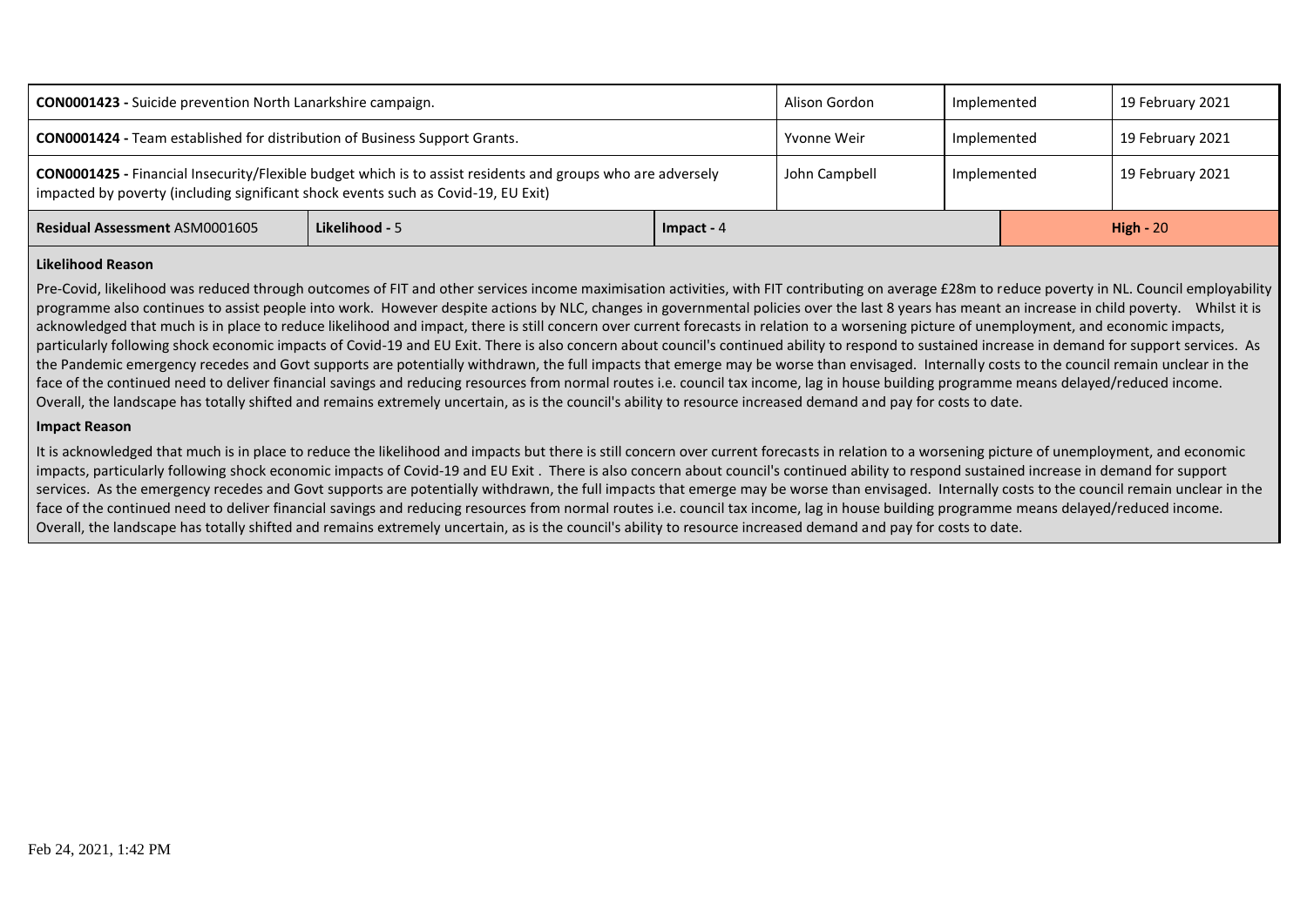| | | | |
|---|---|---|---|
| **CON0001423 -** Suicide prevention North Lanarkshire campaign. | Alison Gordon | Implemented | 19 February 2021 |
| **CON0001424 -** Team established for distribution of Business Support Grants. | Yvonne Weir | Implemented | 19 February 2021 |
| **CON0001425 -** Financial Insecurity/Flexible budget which is to assist residents and groups who are adversely impacted by poverty (including significant shock events such as Covid-19, EU Exit) | John Campbell | Implemented | 19 February 2021 |

| | | | |
|---|---|---|---|
| **Residual Assessment** ASM0001605 | **Likelihood -** 5 | **Impact -** 4 | **High -** 20 |

**Likelihood Reason**

Pre-Covid, likelihood was reduced through outcomes of FIT and other services income maximisation activities, with FIT contributing on average £28m to reduce poverty in NL. Council employability programme also continues to assist people into work. However despite actions by NLC, changes in governmental policies over the last 8 years has meant an increase in child poverty. Whilst it is acknowledged that much is in place to reduce likelihood and impact, there is still concern over current forecasts in relation to a worsening picture of unemployment, and economic impacts, particularly following shock economic impacts of Covid-19 and EU Exit. There is also concern about council's continued ability to respond to sustained increase in demand for support services. As the Pandemic emergency recedes and Govt supports are potentially withdrawn, the full impacts that emerge may be worse than envisaged. Internally costs to the council remain unclear in the face of the continued need to deliver financial savings and reducing resources from normal routes i.e. council tax income, lag in house building programme means delayed/reduced income. Overall, the landscape has totally shifted and remains extremely uncertain, as is the council's ability to resource increased demand and pay for costs to date.

**Impact Reason**

It is acknowledged that much is in place to reduce the likelihood and impacts but there is still concern over current forecasts in relation to a worsening picture of unemployment, and economic impacts, particularly following shock economic impacts of Covid-19 and EU Exit . There is also concern about council's continued ability to respond sustained increase in demand for support services. As the emergency recedes and Govt supports are potentially withdrawn, the full impacts that emerge may be worse than envisaged. Internally costs to the council remain unclear in the face of the continued need to deliver financial savings and reducing resources from normal routes i.e. council tax income, lag in house building programme means delayed/reduced income. Overall, the landscape has totally shifted and remains extremely uncertain, as is the council's ability to resource increased demand and pay for costs to date.